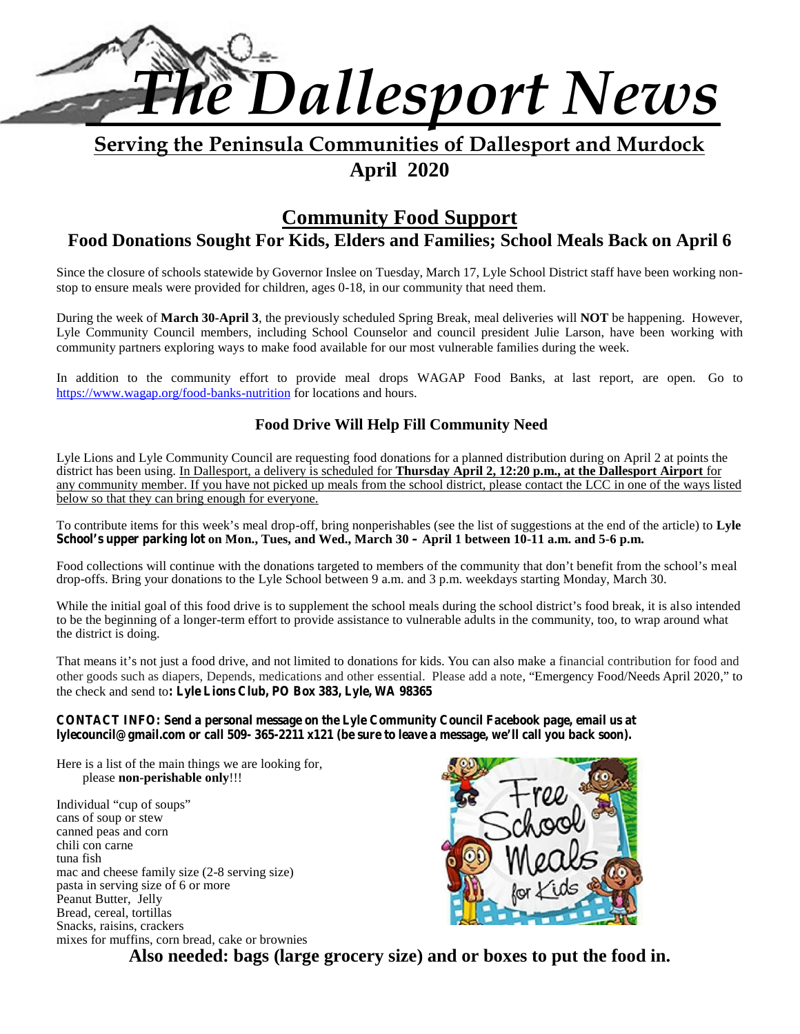# The Dallesport News

**Serving the Peninsula Communities of Dallesport and Murdock**

**April 2020**

## Community Food Support

### Food Donations Sought For Kids, Elders and Families; School Meals Back on April 6

Since the closure of schools statewide by Governor Inslee on Tuesday, March 17, Lyle School District staff have been working non-stop to ensure meals were provided for children, ages 0-18, in our community that need them.

During the week of **March 30-April 3**, the previously scheduled Spring Break, meal deliveries will **NOT** be happening. However, Lyle Community Council members, including School Counselor and council president Julie Larson, have been working with community partners exploring ways to make food available for our most vulnerable families during the week.

In addition to the community effort to provide meal drops WAGAP Food Banks, at last report, are open. Go to https://www.wagap.org/food-banks-nutrition for locations and hours.

### Food Drive Will Help Fill Community Need

Lyle Lions and Lyle Community Council are requesting food donations for a planned distribution during on April 2 at points the district has been using. In Dallesport, a delivery is scheduled for **Thursday April 2, 12:20 p.m., at the Dallesport Airport** for any community member. If you have not picked up meals from the school district, please contact the LCC in one of the ways listed below so that they can bring enough for everyone.

To contribute items for this week's meal drop-off, bring nonperishables (see the list of suggestions at the end of the article) to **Lyle School's upper parking lot on Mon., Tues, and Wed., March 30 – April 1 between 10-11 a.m. and 5-6 p.m.**

Food collections will continue with the donations targeted to members of the community that don't benefit from the school's meal drop-offs. Bring your donations to the Lyle School between 9 a.m. and 3 p.m. weekdays starting Monday, March 30.

While the initial goal of this food drive is to supplement the school meals during the school district's food break, it is also intended to be the beginning of a longer-term effort to provide assistance to vulnerable adults in the community, too, to wrap around what the district is doing.

That means it's not just a food drive, and not limited to donations for kids. You can also make a financial contribution for food and other goods such as diapers, Depends, medications and other essential. Please add a note, "Emergency Food/Needs April 2020," to the check and send to**: Lyle Lions Club, PO Box 383, Lyle, WA 98365**

**CONTACT INFO: Send a personal message on the Lyle Community Council Facebook page, email us at lylecouncil@gmail.com or call 509- 365-2211 x121 (be sure to leave a message, we'll call you back soon).**

Here is a list of the main things we are looking for, please **non-perishable only**!!!

Individual "cup of soups"
cans of soup or stew
canned peas and corn
chili con carne
tuna fish
mac and cheese family size (2-8 serving size)
pasta in serving size of 6 or more
Peanut Butter, Jelly
Bread, cereal, tortillas
Snacks, raisins, crackers
mixes for muffins, corn bread, cake or brownies

**Also needed: bags (large grocery size) and or boxes to put the food in.**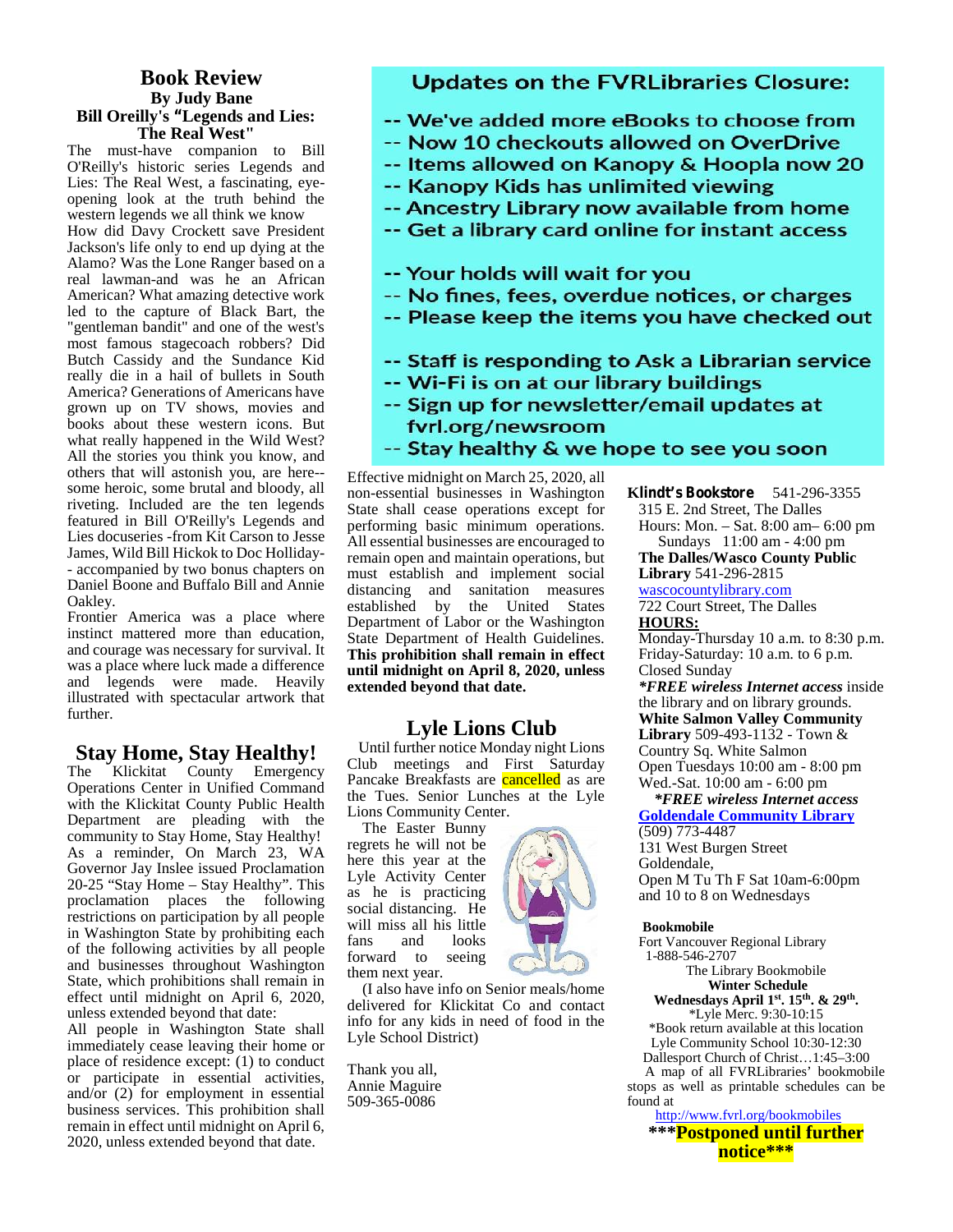## Book Review

**By Judy Bane**

**Bill Oreilly's "Legends and Lies: The Real West"**

The must-have companion to Bill O'Reilly's historic series Legends and Lies: The Real West, a fascinating, eye-opening look at the truth behind the western legends we all think we know

How did Davy Crockett save President Jackson's life only to end up dying at the Alamo? Was the Lone Ranger based on a real lawman-and was he an African American? What amazing detective work led to the capture of Black Bart, the "gentleman bandit" and one of the west's most famous stagecoach robbers? Did Butch Cassidy and the Sundance Kid really die in a hail of bullets in South America? Generations of Americans have grown up on TV shows, movies and books about these western icons. But what really happened in the Wild West? All the stories you think you know, and others that will astonish you, are here--some heroic, some brutal and bloody, all riveting. Included are the ten legends featured in Bill O'Reilly's Legends and Lies docuseries -from Kit Carson to Jesse James, Wild Bill Hickok to Doc Holliday--accompanied by two bonus chapters on Daniel Boone and Buffalo Bill and Annie Oakley.

Frontier America was a place where instinct mattered more than education, and courage was necessary for survival. It was a place where luck made a difference and legends were made. Heavily illustrated with spectacular artwork that further.

## Stay Home, Stay Healthy!

The Klickitat County Emergency Operations Center in Unified Command with the Klickitat County Public Health Department are pleading with the community to Stay Home, Stay Healthy!

As a reminder, On March 23, WA Governor Jay Inslee issued Proclamation 20-25 "Stay Home – Stay Healthy". This proclamation places the following restrictions on participation by all people in Washington State by prohibiting each of the following activities by all people and businesses throughout Washington State, which prohibitions shall remain in effect until midnight on April 6, 2020, unless extended beyond that date:

All people in Washington State shall immediately cease leaving their home or place of residence except: (1) to conduct or participate in essential activities, and/or (2) for employment in essential business services. This prohibition shall remain in effect until midnight on April 6, 2020, unless extended beyond that date.

## Updates on the FVRLibraries Closure:

- -- We've added more eBooks to choose from
- -- Now 10 checkouts allowed on OverDrive
- -- Items allowed on Kanopy & Hoopla now 20
- -- Kanopy Kids has unlimited viewing
- -- Ancestry Library now available from home
- -- Get a library card online for instant access

- -- Your holds will wait for you
- -- No fines, fees, overdue notices, or charges
- -- Please keep the items you have checked out

- -- Staff is responding to Ask a Librarian service
- -- Wi-Fi is on at our library buildings
- -- Sign up for newsletter/email updates at fvrl.org/newsroom
- -- Stay healthy & we hope to see you soon

Effective midnight on March 25, 2020, all non-essential businesses in Washington State shall cease operations except for performing basic minimum operations. All essential businesses are encouraged to remain open and maintain operations, but must establish and implement social distancing and sanitation measures established by the United States Department of Labor or the Washington State Department of Health Guidelines. **This prohibition shall remain in effect until midnight on April 8, 2020, unless extended beyond that date.**

## Lyle Lions Club

Until further notice Monday night Lions Club meetings and First Saturday Pancake Breakfasts are cancelled as are the Tues. Senior Lunches at the Lyle Lions Community Center.

The Easter Bunny regrets he will not be here this year at the Lyle Activity Center as he is practicing social distancing. He will miss all his little fans and looks forward to seeing them next year.

(I also have info on Senior meals/home delivered for Klickitat Co and contact info for any kids in need of food in the Lyle School District)

Thank you all,
Annie Maguire
509-365-0086

**Klindt's Bookstore** 541-296-3355
315 E. 2nd Street, The Dalles
Hours: Mon. – Sat. 8:00 am– 6:00 pm
Sundays 11:00 am - 4:00 pm

**The Dalles/Wasco County Public Library** 541-296-2815
wascocountylibrary.com
722 Court Street, The Dalles
**HOURS:**
Monday-Thursday 10 a.m. to 8:30 p.m.
Friday-Saturday: 10 a.m. to 6 p.m.
Closed Sunday
***FREE wireless Internet access** inside the library and on library grounds.

**White Salmon Valley Community Library** 509-493-1132 - Town & Country Sq. White Salmon
Open Tuesdays 10:00 am - 8:00 pm
Wed.-Sat. 10:00 am - 6:00 pm
***FREE wireless Internet access***

**Goldendale Community Library**
(509) 773-4487
131 West Burgen Street
Goldendale,
Open M Tu Th F Sat 10am-6:00pm and 10 to 8 on Wednesdays

**Bookmobile**
Fort Vancouver Regional Library
1-888-546-2707
The Library Bookmobile
**Winter Schedule**
**Wednesdays April 1st, 15th. & 29th.**
*Lyle Merc. 9:30-10:15
*Book return available at this location
Lyle Community School 10:30-12:30
Dallesport Church of Christ…1:45–3:00
A map of all FVRLibraries' bookmobile stops as well as printable schedules can be found at
http://www.fvrl.org/bookmobiles

**\*\*\*Postponed until further notice\*\*\***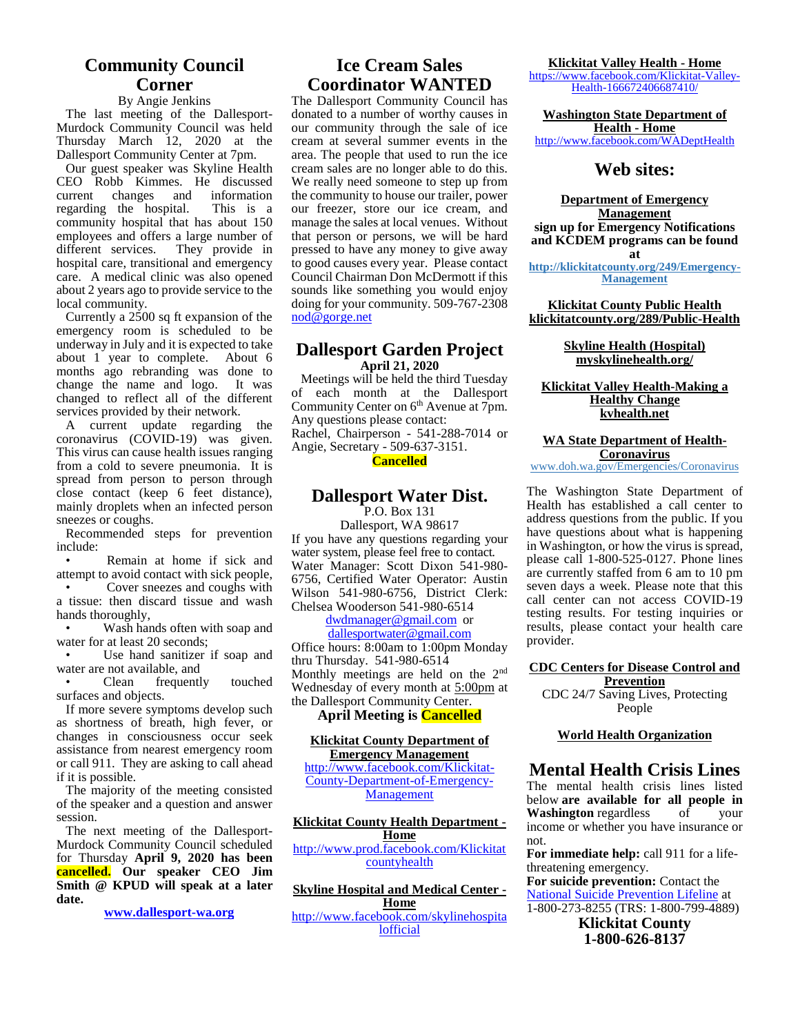## Community Council Corner

By Angie Jenkins

The last meeting of the Dallesport-Murdock Community Council was held Thursday March 12, 2020 at the Dallesport Community Center at 7pm.

Our guest speaker was Skyline Health CEO Robb Kimmes. He discussed current changes and information regarding the hospital. This is a community hospital that has about 150 employees and offers a large number of different services. They provide in hospital care, transitional and emergency care. A medical clinic was also opened about 2 years ago to provide service to the local community.

Currently a 2500 sq ft expansion of the emergency room is scheduled to be underway in July and it is expected to take about 1 year to complete. About 6 months ago rebranding was done to change the name and logo. It was changed to reflect all of the different services provided by their network.

A current update regarding the coronavirus (COVID-19) was given. This virus can cause health issues ranging from a cold to severe pneumonia. It is spread from person to person through close contact (keep 6 feet distance), mainly droplets when an infected person sneezes or coughs.

Recommended steps for prevention include:

- Remain at home if sick and attempt to avoid contact with sick people,
- Cover sneezes and coughs with a tissue: then discard tissue and wash hands thoroughly,
- Wash hands often with soap and water for at least 20 seconds;
- Use hand sanitizer if soap and water are not available, and
- Clean frequently touched surfaces and objects.

If more severe symptoms develop such as shortness of breath, high fever, or changes in consciousness occur seek assistance from nearest emergency room or call 911. They are asking to call ahead if it is possible.

The majority of the meeting consisted of the speaker and a question and answer session.

The next meeting of the Dallesport-Murdock Community Council scheduled for Thursday **April 9, 2020 has been cancelled. Our speaker CEO Jim Smith @ KPUD will speak at a later date.**

**www.dallesport-wa.org**

## Ice Cream Sales Coordinator WANTED

The Dallesport Community Council has donated to a number of worthy causes in our community through the sale of ice cream at several summer events in the area. The people that used to run the ice cream sales are no longer able to do this. We really need someone to step up from the community to house our trailer, power our freezer, store our ice cream, and manage the sales at local venues. Without that person or persons, we will be hard pressed to have any money to give away to good causes every year. Please contact Council Chairman Don McDermott if this sounds like something you would enjoy doing for your community. 509-767-2308 nod@gorge.net

## Dallesport Garden Project

**April 21, 2020**

Meetings will be held the third Tuesday of each month at the Dallesport Community Center on 6th Avenue at 7pm. Any questions please contact:
Rachel, Chairperson - 541-288-7014 or Angie, Secretary - 509-637-3151.

**Cancelled**

## Dallesport Water Dist.

P.O. Box 131
Dallesport, WA 98617

If you have any questions regarding your water system, please feel free to contact. Water Manager: Scott Dixon 541-980-6756, Certified Water Operator: Austin Wilson 541-980-6756, District Clerk: Chelsea Wooderson 541-980-6514

dwdmanager@gmail.com or dallesportwater@gmail.com

Office hours: 8:00am to 1:00pm Monday thru Thursday. 541-980-6514

Monthly meetings are held on the 2nd Wednesday of every month at 5:00pm at the Dallesport Community Center.

**April Meeting is Cancelled**

**Klickitat County Department of Emergency Management**
http://www.facebook.com/Klickitat-County-Department-of-Emergency-Management

**Klickitat County Health Department - Home**
http://www.prod.facebook.com/Klickitatcountyhealth

**Skyline Hospital and Medical Center - Home**
http://www.facebook.com/skylinehospitalofficial

**Klickitat Valley Health - Home**
https://www.facebook.com/Klickitat-Valley-Health-166672406687410/

**Washington State Department of Health - Home**
http://www.facebook.com/WADeptHealth

## Web sites:

**Department of Emergency Management**
**sign up for Emergency Notifications and KCDEM programs can be found at**
**http://klickitatcounty.org/249/Emergency-Management**

**Klickitat County Public Health**
**klickitatcounty.org/289/Public-Health**

**Skyline Health (Hospital)**
**myskylinehealth.org/**

**Klickitat Valley Health-Making a Healthy Change**
**kvhealth.net**

**WA State Department of Health-Coronavirus**
www.doh.wa.gov/Emergencies/Coronavirus

The Washington State Department of Health has established a call center to address questions from the public. If you have questions about what is happening in Washington, or how the virus is spread, please call 1-800-525-0127. Phone lines are currently staffed from 6 am to 10 pm seven days a week. Please note that this call center can not access COVID-19 testing results. For testing inquiries or results, please contact your health care provider.

**CDC Centers for Disease Control and Prevention**
CDC 24/7 Saving Lives, Protecting People

**World Health Organization**

## Mental Health Crisis Lines

The mental health crisis lines listed below **are available for all people in Washington** regardless of your income or whether you have insurance or not.

**For immediate help:** call 911 for a life-threatening emergency.

**For suicide prevention:** Contact the National Suicide Prevention Lifeline at 1-800-273-8255 (TRS: 1-800-799-4889)

**Klickitat County**
**1-800-626-8137**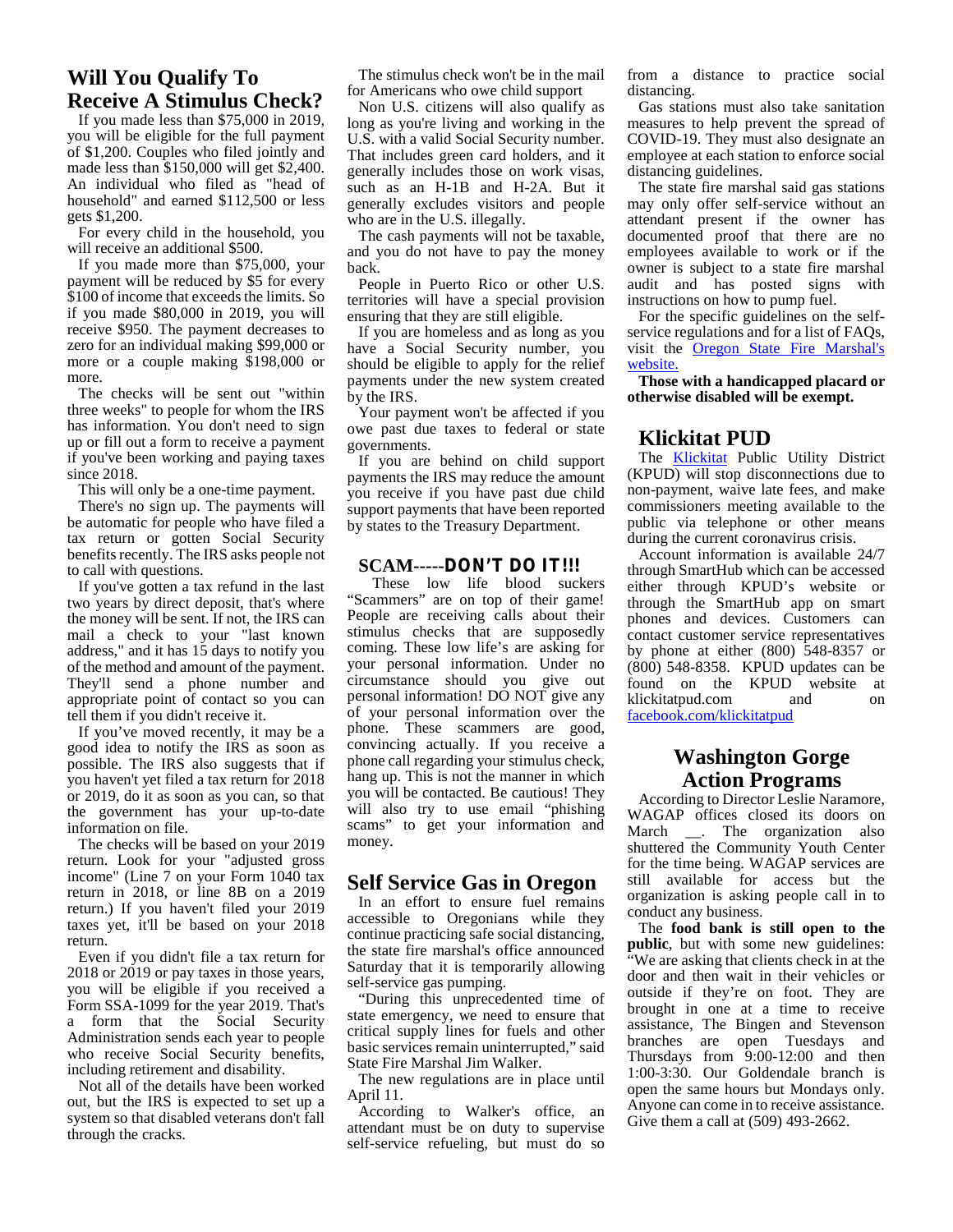## Will You Qualify To Receive A Stimulus Check?

If you made less than $75,000 in 2019, you will be eligible for the full payment of $1,200. Couples who filed jointly and made less than $150,000 will get $2,400. An individual who filed as "head of household" and earned $112,500 or less gets $1,200.

For every child in the household, you will receive an additional $500.

If you made more than $75,000, your payment will be reduced by $5 for every $100 of income that exceeds the limits. So if you made $80,000 in 2019, you will receive $950. The payment decreases to zero for an individual making $99,000 or more or a couple making $198,000 or more.

The checks will be sent out "within three weeks" to people for whom the IRS has information. You don't need to sign up or fill out a form to receive a payment if you've been working and paying taxes since 2018.

This will only be a one-time payment.

There's no sign up. The payments will be automatic for people who have filed a tax return or gotten Social Security benefits recently. The IRS asks people not to call with questions.

If you've gotten a tax refund in the last two years by direct deposit, that's where the money will be sent. If not, the IRS can mail a check to your "last known address," and it has 15 days to notify you of the method and amount of the payment. They'll send a phone number and appropriate point of contact so you can tell them if you didn't receive it.

If you've moved recently, it may be a good idea to notify the IRS as soon as possible. The IRS also suggests that if you haven't yet filed a tax return for 2018 or 2019, do it as soon as you can, so that the government has your up-to-date information on file.

The checks will be based on your 2019 return. Look for your "adjusted gross income" (Line 7 on your Form 1040 tax return in 2018, or line 8B on a 2019 return.) If you haven't filed your 2019 taxes yet, it'll be based on your 2018 return.

Even if you didn't file a tax return for 2018 or 2019 or pay taxes in those years, you will be eligible if you received a Form SSA-1099 for the year 2019. That's a form that the Social Security Administration sends each year to people who receive Social Security benefits, including retirement and disability.

Not all of the details have been worked out, but the IRS is expected to set up a system so that disabled veterans don't fall through the cracks.

The stimulus check won't be in the mail for Americans who owe child support

Non U.S. citizens will also qualify as long as you're living and working in the U.S. with a valid Social Security number. That includes green card holders, and it generally includes those on work visas, such as an H-1B and H-2A. But it generally excludes visitors and people who are in the U.S. illegally.

The cash payments will not be taxable, and you do not have to pay the money back.

People in Puerto Rico or other U.S. territories will have a special provision ensuring that they are still eligible.

If you are homeless and as long as you have a Social Security number, you should be eligible to apply for the relief payments under the new system created by the IRS.

Your payment won't be affected if you owe past due taxes to federal or state governments.

If you are behind on child support payments the IRS may reduce the amount you receive if you have past due child support payments that have been reported by states to the Treasury Department.

## SCAM-----DON'T DO IT!!!

These low life blood suckers "Scammers" are on top of their game! People are receiving calls about their stimulus checks that are supposedly coming. These low life's are asking for your personal information. Under no circumstance should you give out personal information! DO NOT give any of your personal information over the phone. These scammers are good, convincing actually. If you receive a phone call regarding your stimulus check, hang up. This is not the manner in which you will be contacted. Be cautious! They will also try to use email "phishing scams" to get your information and money.

## Self Service Gas in Oregon

In an effort to ensure fuel remains accessible to Oregonians while they continue practicing safe social distancing, the state fire marshal's office announced Saturday that it is temporarily allowing self-service gas pumping.

"During this unprecedented time of state emergency, we need to ensure that critical supply lines for fuels and other basic services remain uninterrupted," said State Fire Marshal Jim Walker.

The new regulations are in place until April 11.

According to Walker's office, an attendant must be on duty to supervise self-service refueling, but must do so from a distance to practice social distancing.

Gas stations must also take sanitation measures to help prevent the spread of COVID-19. They must also designate an employee at each station to enforce social distancing guidelines.

The state fire marshal said gas stations may only offer self-service without an attendant present if the owner has documented proof that there are no employees available to work or if the owner is subject to a state fire marshal audit and has posted signs with instructions on how to pump fuel.

For the specific guidelines on the self-service regulations and for a list of FAQs, visit the Oregon State Fire Marshal's website.

**Those with a handicapped placard or otherwise disabled will be exempt.**

## Klickitat PUD

The Klickitat Public Utility District (KPUD) will stop disconnections due to non-payment, waive late fees, and make commissioners meeting available to the public via telephone or other means during the current coronavirus crisis.

Account information is available 24/7 through SmartHub which can be accessed either through KPUD's website or through the SmartHub app on smart phones and devices. Customers can contact customer service representatives by phone at either (800) 548-8357 or (800) 548-8358. KPUD updates can be found on the KPUD website at klickitatpud.com and on facebook.com/klickitatpud

## Washington Gorge Action Programs

According to Director Leslie Naramore, WAGAP offices closed its doors on March __. The organization also shuttered the Community Youth Center for the time being. WAGAP services are still available for access but the organization is asking people call in to conduct any business.

The **food bank is still open to the public**, but with some new guidelines: "We are asking that clients check in at the door and then wait in their vehicles or outside if they're on foot. They are brought in one at a time to receive assistance, The Bingen and Stevenson branches are open Tuesdays and Thursdays from 9:00-12:00 and then 1:00-3:30. Our Goldendale branch is open the same hours but Mondays only. Anyone can come in to receive assistance. Give them a call at (509) 493-2662.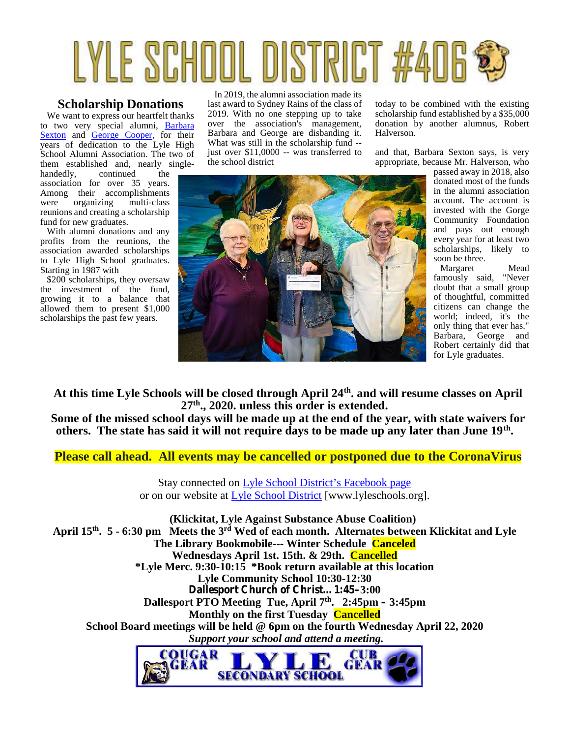# LYLE SCHOOL DISTRICT #406

## Scholarship Donations

We want to express our heartfelt thanks to two very special alumni, Barbara Sexton and George Cooper, for their years of dedication to the Lyle High School Alumni Association. The two of them established and, nearly single-handedly, continued the association for over 35 years. Among their accomplishments were organizing multi-class reunions and creating a scholarship fund for new graduates.

With alumni donations and any profits from the reunions, the association awarded scholarships to Lyle High School graduates. Starting in 1987 with

$200 scholarships, they oversaw the investment of the fund, growing it to a balance that allowed them to present $1,000 scholarships the past few years.

In 2019, the alumni association made its last award to Sydney Rains of the class of 2019. With no one stepping up to take over the association's management, Barbara and George are disbanding it. What was still in the scholarship fund -- just over $11,0000 -- was transferred to the school district

today to be combined with the existing scholarship fund established by a $35,000 donation by another alumnus, Robert Halverson.

and that, Barbara Sexton says, is very appropriate, because Mr. Halverson, who passed away in 2018, also donated most of the funds in the alumni association account. The account is invested with the Gorge Community Foundation and pays out enough every year for at least two scholarships, likely to soon be three.

Margaret Mead famously said, "Never doubt that a small group of thoughtful, committed citizens can change the world; indeed, it's the only thing that ever has." Barbara, George and Robert certainly did that for Lyle graduates.

**At this time Lyle Schools will be closed through April 24th. and will resume classes on April 27th., 2020. unless this order is extended.**

**Some of the missed school days will be made up at the end of the year, with state waivers for others. The state has said it will not require days to be made up any later than June 19th.**

**Please call ahead. All events may be cancelled or postponed due to the CoronaVirus**

Stay connected on Lyle School District's Facebook page
or on our website at Lyle School District [www.lyleschools.org].

**(Klickitat, Lyle Against Substance Abuse Coalition)**
**April 15th. 5 - 6:30 pm Meets the 3rd Wed of each month. Alternates between Klickitat and Lyle**
**The Library Bookmobile--- Winter Schedule Canceled**
**Wednesdays April 1st. 15th. & 29th. Cancelled**
**\*Lyle Merc. 9:30-10:15 \*Book return available at this location**
**Lyle Community School 10:30-12:30**
**Dallesport Church of Christ... 1:45–3:00**
**Dallesport PTO Meeting Tue, April 7th. 2:45pm – 3:45pm**
**Monthly on the first Tuesday Cancelled**
**School Board meetings will be held @ 6pm on the fourth Wednesday April 22, 2020**
***Support your school and attend a meeting.***

COUGAR GEAR LYLE SECONDARY SCHOOL CUB GEAR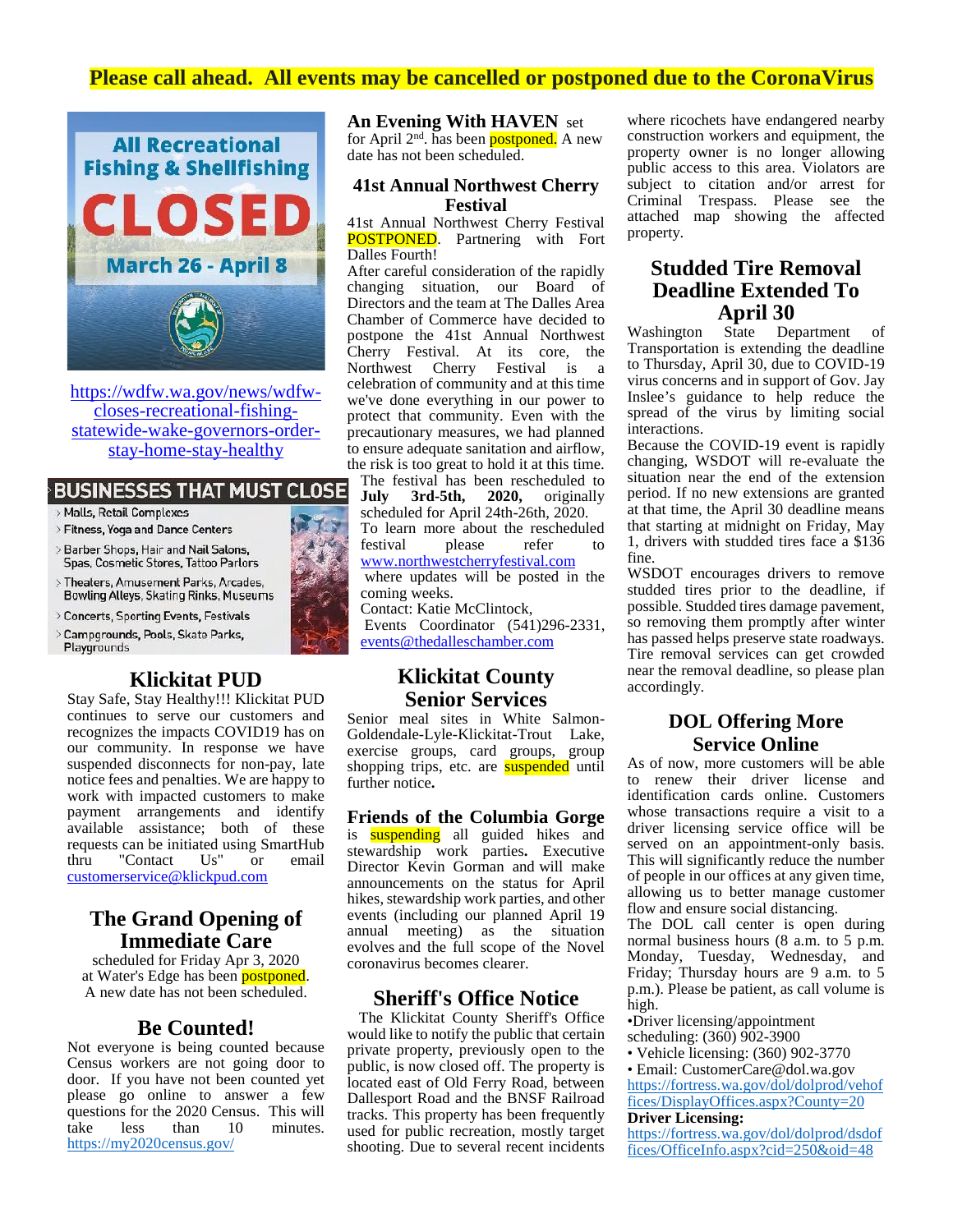**Please call ahead. All events may be cancelled or postponed due to the CoronaVirus**

All Recreational Fishing & Shellfishing

CLOSED

March 26 - April 8

https://wdfw.wa.gov/news/wdfw-closes-recreational-fishing-statewide-wake-governors-order-stay-home-stay-healthy

### BUSINESSES THAT MUST CLOSE

- Malls, Retail Complexes
- Fitness, Yoga and Dance Centers
- Barber Shops, Hair and Nail Salons, Spas, Cosmetic Stores, Tattoo Parlors
- Theaters, Amusement Parks, Arcades, Bowling Alleys, Skating Rinks, Museums
- Concerts, Sporting Events, Festivals
- Campgrounds, Pools, Skate Parks, Playgrounds

## Klickitat PUD

Stay Safe, Stay Healthy!!! Klickitat PUD continues to serve our customers and recognizes the impacts COVID19 has on our community. In response we have suspended disconnects for non-pay, late notice fees and penalties. We are happy to work with impacted customers to make payment arrangements and identify available assistance; both of these requests can be initiated using SmartHub thru "Contact Us" or email customerservice@klickpud.com

## The Grand Opening of Immediate Care

scheduled for Friday Apr 3, 2020 at Water's Edge has been postponed. A new date has not been scheduled.

## Be Counted!

Not everyone is being counted because Census workers are not going door to door. If you have not been counted yet please go online to answer a few questions for the 2020 Census. This will take less than 10 minutes. https://my2020census.gov/

**An Evening With HAVEN** set for April 2nd. has been postponed. A new date has not been scheduled.

## 41st Annual Northwest Cherry Festival

41st Annual Northwest Cherry Festival POSTPONED. Partnering with Fort Dalles Fourth!

After careful consideration of the rapidly changing situation, our Board of Directors and the team at The Dalles Area Chamber of Commerce have decided to postpone the 41st Annual Northwest Cherry Festival. At its core, the Northwest Cherry Festival is a celebration of community and at this time we've done everything in our power to protect that community. Even with the precautionary measures, we had planned to ensure adequate sanitation and airflow, the risk is too great to hold it at this time.

The festival has been rescheduled to **July 3rd-5th, 2020,** originally scheduled for April 24th-26th, 2020.

To learn more about the rescheduled festival please refer to www.northwestcherryfestival.com where updates will be posted in the coming weeks.

Contact: Katie McClintock,
Events Coordinator (541)296-2331, events@thedalleschamber.com

## Klickitat County Senior Services

Senior meal sites in White Salmon-Goldendale-Lyle-Klickitat-Trout Lake, exercise groups, card groups, group shopping trips, etc. are suspended until further notice**.**

## Friends of the Columbia Gorge

is suspending all guided hikes and stewardship work parties**.** Executive Director Kevin Gorman and will make announcements on the status for April hikes, stewardship work parties, and other events (including our planned April 19 annual meeting) as the situation evolves and the full scope of the Novel coronavirus becomes clearer.

## Sheriff's Office Notice

The Klickitat County Sheriff's Office would like to notify the public that certain private property, previously open to the public, is now closed off. The property is located east of Old Ferry Road, between Dallesport Road and the BNSF Railroad tracks. This property has been frequently used for public recreation, mostly target shooting. Due to several recent incidents where ricochets have endangered nearby construction workers and equipment, the property owner is no longer allowing public access to this area. Violators are subject to citation and/or arrest for Criminal Trespass. Please see the attached map showing the affected property.

## Studded Tire Removal Deadline Extended To April 30

Washington State Department of Transportation is extending the deadline to Thursday, April 30, due to COVID-19 virus concerns and in support of Gov. Jay Inslee's guidance to help reduce the spread of the virus by limiting social interactions.

Because the COVID-19 event is rapidly changing, WSDOT will re-evaluate the situation near the end of the extension period. If no new extensions are granted at that time, the April 30 deadline means that starting at midnight on Friday, May 1, drivers with studded tires face a $136 fine.

WSDOT encourages drivers to remove studded tires prior to the deadline, if possible. Studded tires damage pavement, so removing them promptly after winter has passed helps preserve state roadways. Tire removal services can get crowded near the removal deadline, so please plan accordingly.

## DOL Offering More Service Online

As of now, more customers will be able to renew their driver license and identification cards online. Customers whose transactions require a visit to a driver licensing service office will be served on an appointment-only basis. This will significantly reduce the number of people in our offices at any given time, allowing us to better manage customer flow and ensure social distancing.

The DOL call center is open during normal business hours (8 a.m. to 5 p.m. Monday, Tuesday, Wednesday, and Friday; Thursday hours are 9 a.m. to 5 p.m.). Please be patient, as call volume is high.

- Driver licensing/appointment scheduling: (360) 902-3900
- Vehicle licensing: (360) 902-3770
- Email: CustomerCare@dol.wa.gov

https://fortress.wa.gov/dol/dolprod/vehoffices/DisplayOffices.aspx?County=20

**Driver Licensing:**

https://fortress.wa.gov/dol/dolprod/dsdoffices/OfficeInfo.aspx?cid=250&oid=48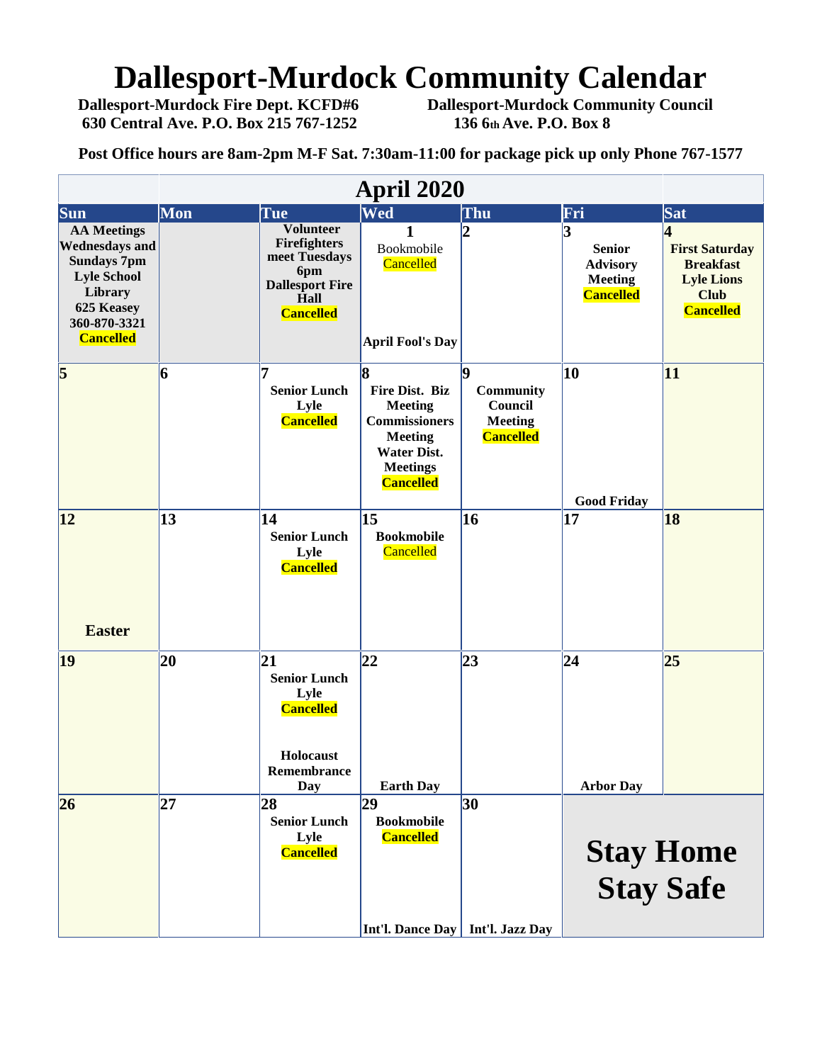# Dallesport-Murdock Community Calendar

**Dallesport-Murdock Fire Dept. KCFD#6**
**630 Central Ave. P.O. Box 215 767-1252**

**Dallesport-Murdock Community Council**
**136 6th Ave. P.O. Box 8**

**Post Office hours are 8am-2pm M-F Sat. 7:30am-11:00 for package pick up only Phone 767-1577**

| April 2020 | | | | | | |
|---|---|---|---|---|---|---|
| **Sun** | **Mon** | **Tue** | **Wed** | **Thu** | **Fri** | **Sat** |
| **AA Meetings Wednesdays and Sundays 7pm Lyle School Library 625 Keasey 360-870-3321 Cancelled** | | **Volunteer Firefighters meet Tuesdays 6pm Dallesport Fire Hall Cancelled** | **1** Bookmobile Cancelled **April Fool's Day** | **2** | **3** **Senior Advisory Meeting Cancelled** | **4** **First Saturday Breakfast Lyle Lions Club Cancelled** |
| **5** | **6** | **7** **Senior Lunch Lyle Cancelled** | **8** **Fire Dist. Biz Meeting Commissioners Meeting Water Dist. Meetings Cancelled** | **9** **Community Council Meeting Cancelled** | **10** **Good Friday** | **11** |
| **12** **Easter** | **13** | **14** **Senior Lunch Lyle Cancelled** | **15** **Bookmobile** Cancelled | **16** | **17** | **18** |
| **19** | **20** | **21** **Senior Lunch Lyle Cancelled** **Holocaust Remembrance Day** | **22** **Earth Day** | **23** | **24** **Arbor Day** | **25** |
| **26** | **27** | **28** **Senior Lunch Lyle Cancelled** | **29** **Bookmobile Cancelled** **Int'l. Dance Day** | **30** **Int'l. Jazz Day** | **Stay Home Stay Safe** | |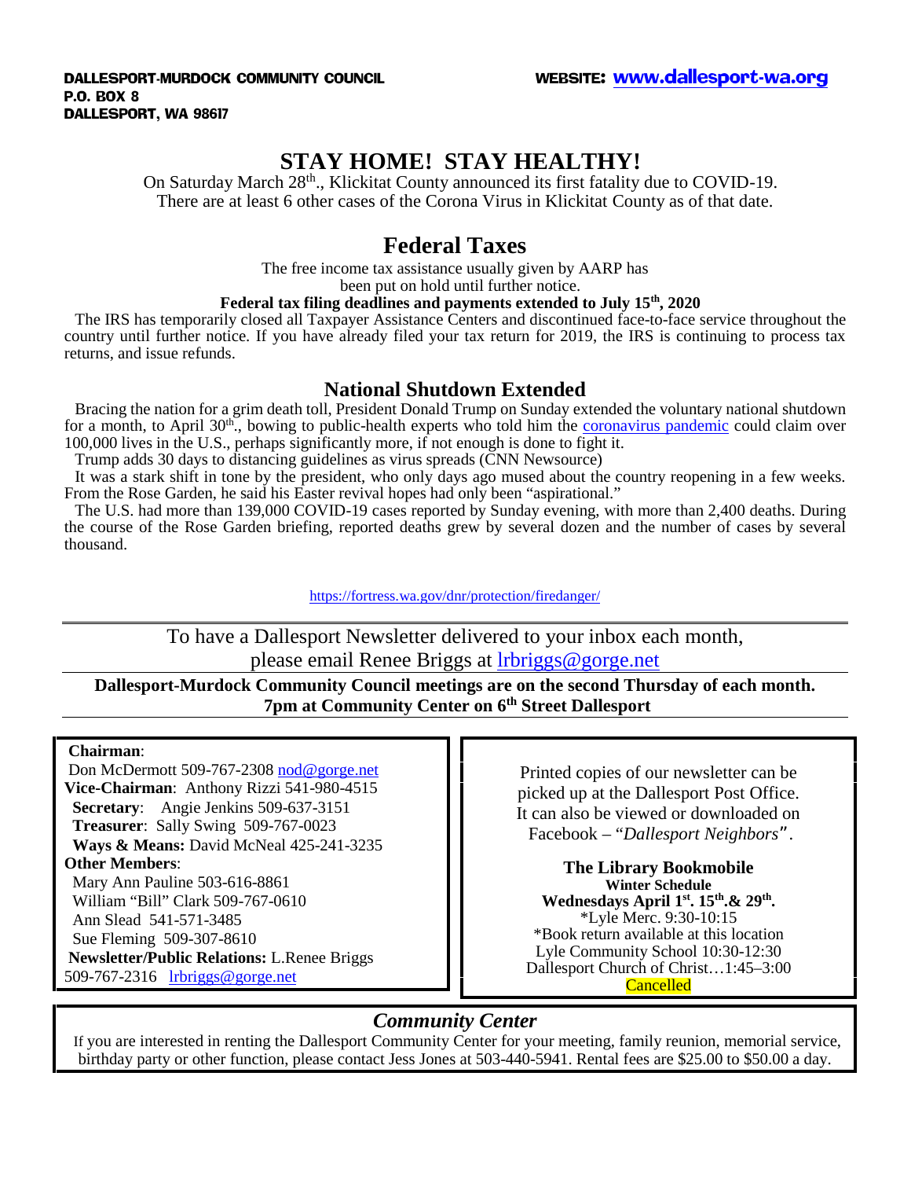**DALLESPORT-MURDOCK COMMUNITY COUNCIL**
**P.O. BOX 8**
**DALLESPORT, WA 98617**

**WEBSITE: www.dallesport-wa.org**

# STAY HOME! STAY HEALTHY!

On Saturday March 28th., Klickitat County announced its first fatality due to COVID-19. There are at least 6 other cases of the Corona Virus in Klickitat County as of that date.

# Federal Taxes

The free income tax assistance usually given by AARP has been put on hold until further notice.

**Federal tax filing deadlines and payments extended to July 15th, 2020**

The IRS has temporarily closed all Taxpayer Assistance Centers and discontinued face-to-face service throughout the country until further notice. If you have already filed your tax return for 2019, the IRS is continuing to process tax returns, and issue refunds.

## National Shutdown Extended

Bracing the nation for a grim death toll, President Donald Trump on Sunday extended the voluntary national shutdown for a month, to April 30th., bowing to public-health experts who told him the coronavirus pandemic could claim over 100,000 lives in the U.S., perhaps significantly more, if not enough is done to fight it.

Trump adds 30 days to distancing guidelines as virus spreads (CNN Newsource)

It was a stark shift in tone by the president, who only days ago mused about the country reopening in a few weeks. From the Rose Garden, he said his Easter revival hopes had only been "aspirational."

The U.S. had more than 139,000 COVID-19 cases reported by Sunday evening, with more than 2,400 deaths. During the course of the Rose Garden briefing, reported deaths grew by several dozen and the number of cases by several thousand.

https://fortress.wa.gov/dnr/protection/firedanger/

---

To have a Dallesport Newsletter delivered to your inbox each month, please email Renee Briggs at lrbriggs@gorge.net

**Dallesport-Murdock Community Council meetings are on the second Thursday of each month. 7pm at Community Center on 6th Street Dallesport**

---

**Chairman**:
Don McDermott 509-767-2308 nod@gorge.net
**Vice-Chairman**: Anthony Rizzi 541-980-4515
**Secretary**: Angie Jenkins 509-637-3151
**Treasurer**: Sally Swing 509-767-0023
**Ways & Means:** David McNeal 425-241-3235
**Other Members**:
Mary Ann Pauline 503-616-8861
William "Bill" Clark 509-767-0610
Ann Slead 541-571-3485
Sue Fleming 509-307-8610
**Newsletter/Public Relations:** L.Renee Briggs 509-767-2316 lrbriggs@gorge.net

Printed copies of our newsletter can be picked up at the Dallesport Post Office. It can also be viewed or downloaded on Facebook – "*Dallesport Neighbors*".

**The Library Bookmobile**
**Winter Schedule**
**Wednesdays April 1st. 15th.& 29th.**
*Lyle Merc. 9:30-10:15
*Book return available at this location
Lyle Community School 10:30-12:30
Dallesport Church of Christ…1:45–3:00
Cancelled

## *Community Center*

If you are interested in renting the Dallesport Community Center for your meeting, family reunion, memorial service, birthday party or other function, please contact Jess Jones at 503-440-5941. Rental fees are $25.00 to $50.00 a day.